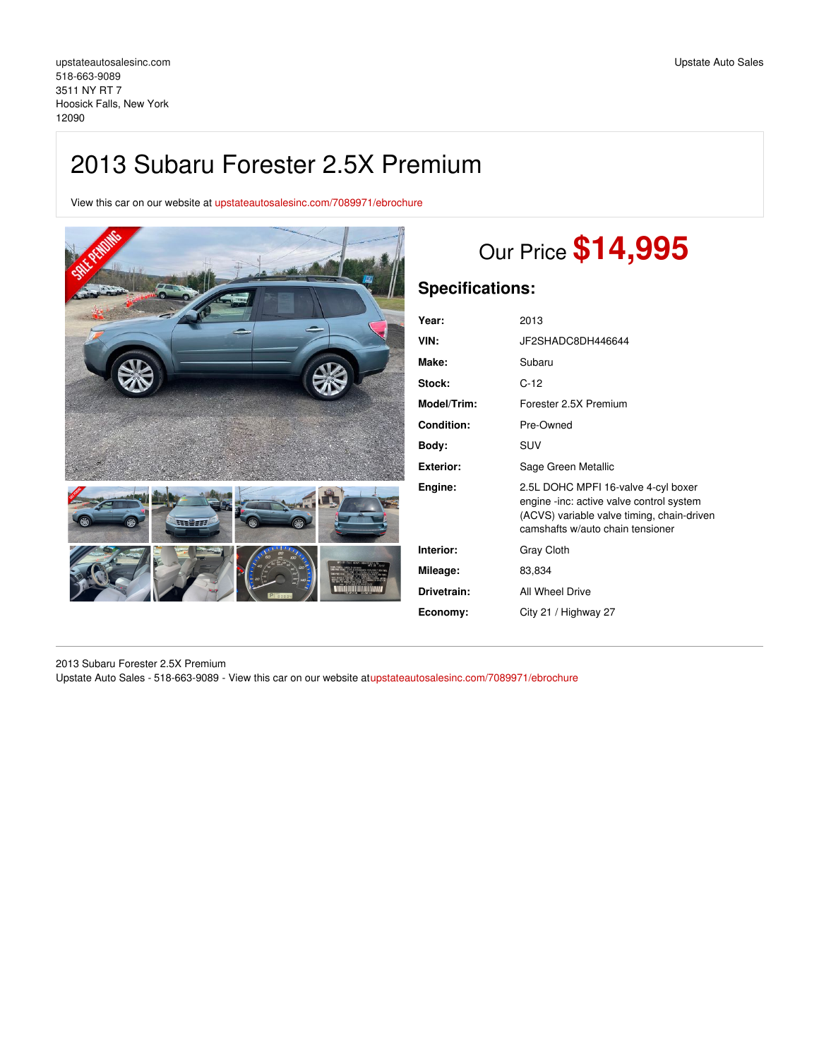upstateautosalesinc.com
518-663-9089
3511 NY RT 7
Hoosick Falls, New York
12090

Upstate Auto Sales

# 2013 Subaru Forester 2.5X Premium

View this car on our website at upstateautosalesinc.com/7089971/ebrochure

## Our Price **$14,995**

## Specifications:

| | |
|---|---|
| **Year:** | 2013 |
| **VIN:** | JF2SHADC8DH446644 |
| **Make:** | Subaru |
| **Stock:** | C-12 |
| **Model/Trim:** | Forester 2.5X Premium |
| **Condition:** | Pre-Owned |
| **Body:** | SUV |
| **Exterior:** | Sage Green Metallic |
| **Engine:** | 2.5L DOHC MPFI 16-valve 4-cyl boxer engine -inc: active valve control system (ACVS) variable valve timing, chain-driven camshafts w/auto chain tensioner |
| **Interior:** | Gray Cloth |
| **Mileage:** | 83,834 |
| **Drivetrain:** | All Wheel Drive |
| **Economy:** | City 21 / Highway 27 |

2013 Subaru Forester 2.5X Premium
Upstate Auto Sales - 518-663-9089 - View this car on our website atupstateautosalesinc.com/7089971/ebrochure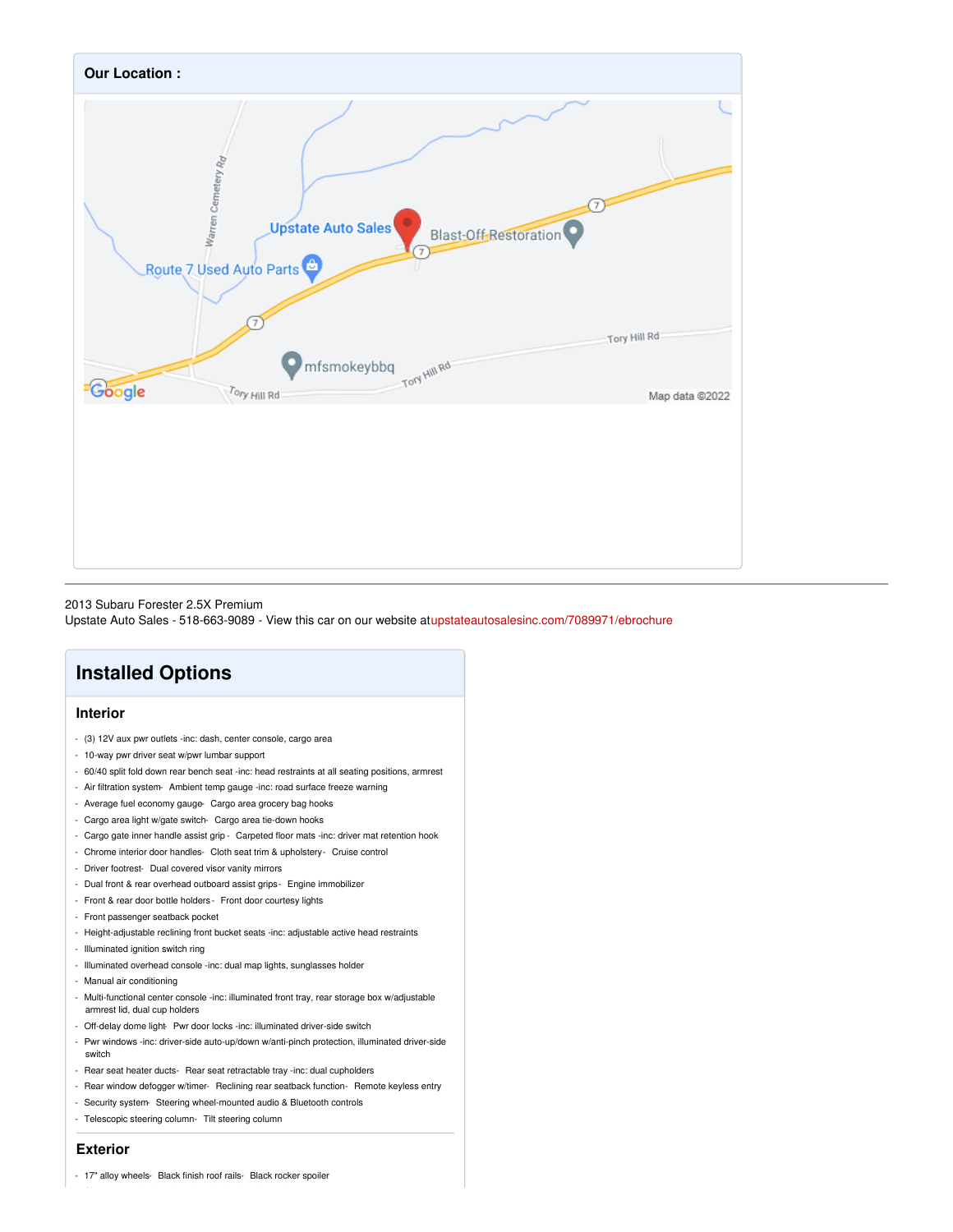## Our Location :

---

2013 Subaru Forester 2.5X Premium
Upstate Auto Sales - 518-663-9089 - View this car on our website atupstateautosalesinc.com/7089971/ebrochure

# Installed Options

## Interior

- (3) 12V aux pwr outlets -inc: dash, center console, cargo area
- 10-way pwr driver seat w/pwr lumbar support
- 60/40 split fold down rear bench seat -inc: head restraints at all seating positions, armrest
- Air filtration system- Ambient temp gauge -inc: road surface freeze warning
- Average fuel economy gauge- Cargo area grocery bag hooks
- Cargo area light w/gate switch- Cargo area tie-down hooks
- Cargo gate inner handle assist grip - Carpeted floor mats -inc: driver mat retention hook
- Chrome interior door handles- Cloth seat trim & upholstery- Cruise control
- Driver footrest- Dual covered visor vanity mirrors
- Dual front & rear overhead outboard assist grips- Engine immobilizer
- Front & rear door bottle holders - Front door courtesy lights
- Front passenger seatback pocket
- Height-adjustable reclining front bucket seats -inc: adjustable active head restraints
- Illuminated ignition switch ring
- Illuminated overhead console -inc: dual map lights, sunglasses holder
- Manual air conditioning
- Multi-functional center console -inc: illuminated front tray, rear storage box w/adjustable armrest lid, dual cup holders
- Off-delay dome light- Pwr door locks -inc: illuminated driver-side switch
- Pwr windows -inc: driver-side auto-up/down w/anti-pinch protection, illuminated driver-side switch
- Rear seat heater ducts- Rear seat retractable tray -inc: dual cupholders
- Rear window defogger w/timer- Reclining rear seatback function- Remote keyless entry
- Security system- Steering wheel-mounted audio & Bluetooth controls
- Telescopic steering column- Tilt steering column

## Exterior

- 17" alloy wheels- Black finish roof rails- Black rocker spoiler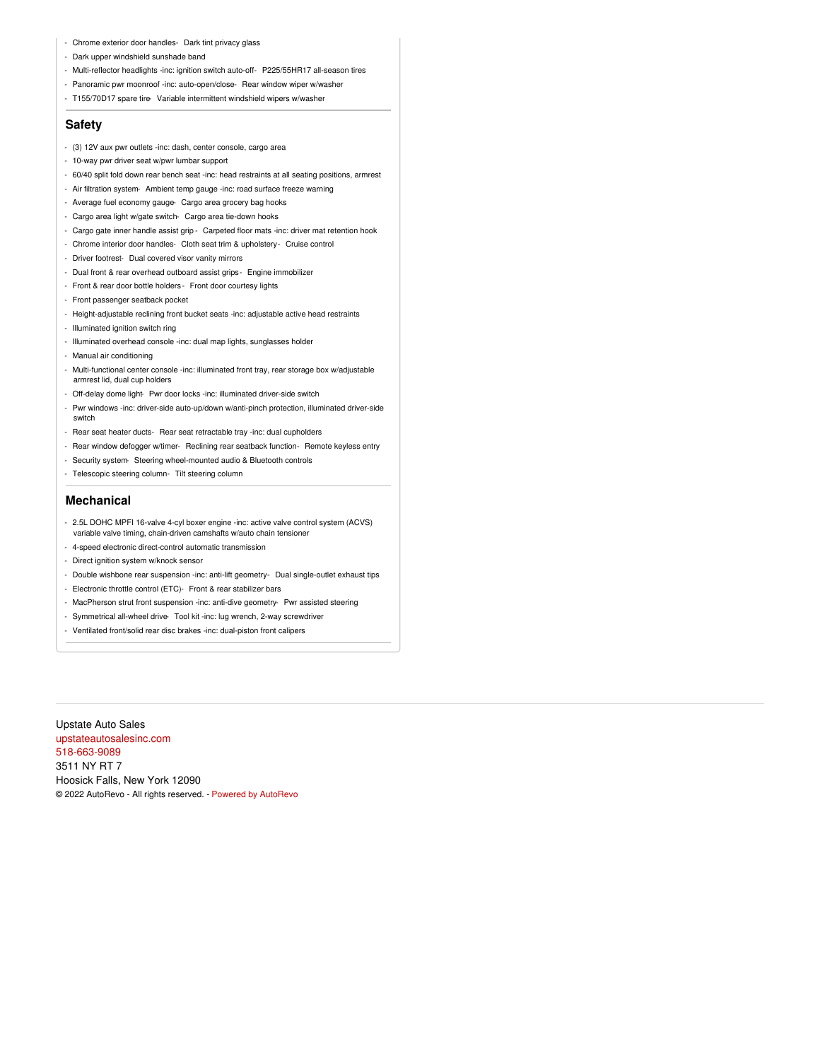- Chrome exterior door handles- Dark tint privacy glass
- Dark upper windshield sunshade band
- Multi-reflector headlights -inc: ignition switch auto-off- P225/55HR17 all-season tires
- Panoramic pwr moonroof -inc: auto-open/close- Rear window wiper w/washer
- T155/70D17 spare tire- Variable intermittent windshield wipers w/washer

## Safety

- (3) 12V aux pwr outlets -inc: dash, center console, cargo area
- 10-way pwr driver seat w/pwr lumbar support
- 60/40 split fold down rear bench seat -inc: head restraints at all seating positions, armrest
- Air filtration system- Ambient temp gauge -inc: road surface freeze warning
- Average fuel economy gauge- Cargo area grocery bag hooks
- Cargo area light w/gate switch- Cargo area tie-down hooks
- Cargo gate inner handle assist grip - Carpeted floor mats -inc: driver mat retention hook
- Chrome interior door handles- Cloth seat trim & upholstery- Cruise control
- Driver footrest- Dual covered visor vanity mirrors
- Dual front & rear overhead outboard assist grips- Engine immobilizer
- Front & rear door bottle holders - Front door courtesy lights
- Front passenger seatback pocket
- Height-adjustable reclining front bucket seats -inc: adjustable active head restraints
- Illuminated ignition switch ring
- Illuminated overhead console -inc: dual map lights, sunglasses holder
- Manual air conditioning
- Multi-functional center console -inc: illuminated front tray, rear storage box w/adjustable armrest lid, dual cup holders
- Off-delay dome light- Pwr door locks -inc: illuminated driver-side switch
- Pwr windows -inc: driver-side auto-up/down w/anti-pinch protection, illuminated driver-side switch
- Rear seat heater ducts- Rear seat retractable tray -inc: dual cupholders
- Rear window defogger w/timer- Reclining rear seatback function- Remote keyless entry
- Security system- Steering wheel-mounted audio & Bluetooth controls
- Telescopic steering column- Tilt steering column

## Mechanical

- 2.5L DOHC MPFI 16-valve 4-cyl boxer engine -inc: active valve control system (ACVS) variable valve timing, chain-driven camshafts w/auto chain tensioner
- 4-speed electronic direct-control automatic transmission
- Direct ignition system w/knock sensor
- Double wishbone rear suspension -inc: anti-lift geometry- Dual single-outlet exhaust tips
- Electronic throttle control (ETC)- Front & rear stabilizer bars
- MacPherson strut front suspension -inc: anti-dive geometry- Pwr assisted steering
- Symmetrical all-wheel drive- Tool kit -inc: lug wrench, 2-way screwdriver
- Ventilated front/solid rear disc brakes -inc: dual-piston front calipers

Upstate Auto Sales
upstateautosalesinc.com
518-663-9089
3511 NY RT 7
Hoosick Falls, New York 12090
© 2022 AutoRevo - All rights reserved. - Powered by AutoRevo